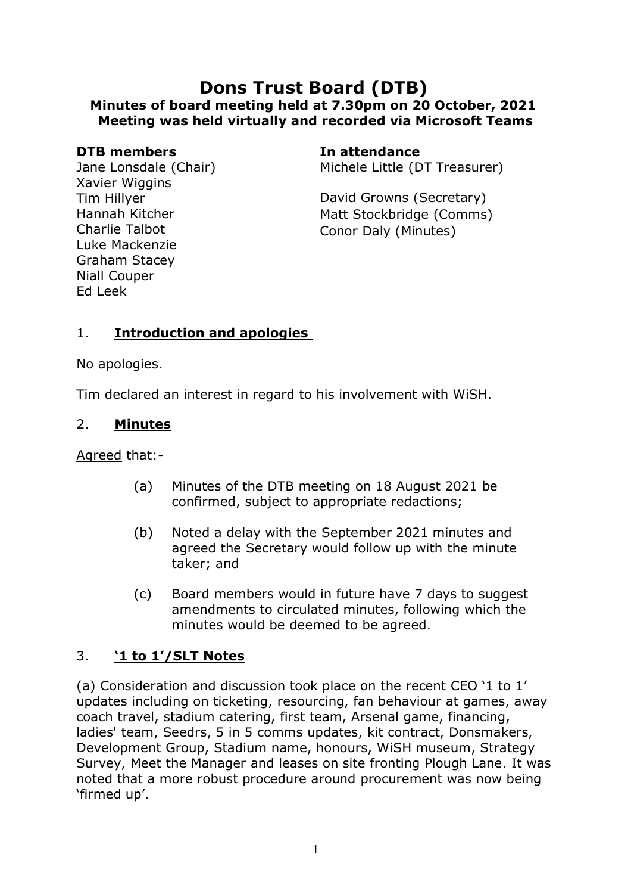# Dons Trust Board (DTB)

**Minutes of board meeting held at 7.30pm on 20 October, 2021**
**Meeting was held virtually and recorded via Microsoft Teams**

**DTB members**
Jane Lonsdale (Chair)
Xavier Wiggins
Tim Hillyer
Hannah Kitcher
Charlie Talbot
Luke Mackenzie
Graham Stacey
Niall Couper
Ed Leek

**In attendance**
Michele Little (DT Treasurer)

David Growns (Secretary)
Matt Stockbridge (Comms)
Conor Daly (Minutes)

## 1. Introduction and apologies

No apologies.

Tim declared an interest in regard to his involvement with WiSH.

## 2. Minutes

Agreed that:-

(a) Minutes of the DTB meeting on 18 August 2021 be confirmed, subject to appropriate redactions;

(b) Noted a delay with the September 2021 minutes and agreed the Secretary would follow up with the minute taker; and

(c) Board members would in future have 7 days to suggest amendments to circulated minutes, following which the minutes would be deemed to be agreed.

## 3. '1 to 1'/SLT Notes

(a) Consideration and discussion took place on the recent CEO '1 to 1' updates including on ticketing, resourcing, fan behaviour at games, away coach travel, stadium catering, first team, Arsenal game, financing, ladies' team, Seedrs, 5 in 5 comms updates, kit contract, Donsmakers, Development Group, Stadium name, honours, WiSH museum, Strategy Survey, Meet the Manager and leases on site fronting Plough Lane. It was noted that a more robust procedure around procurement was now being 'firmed up'.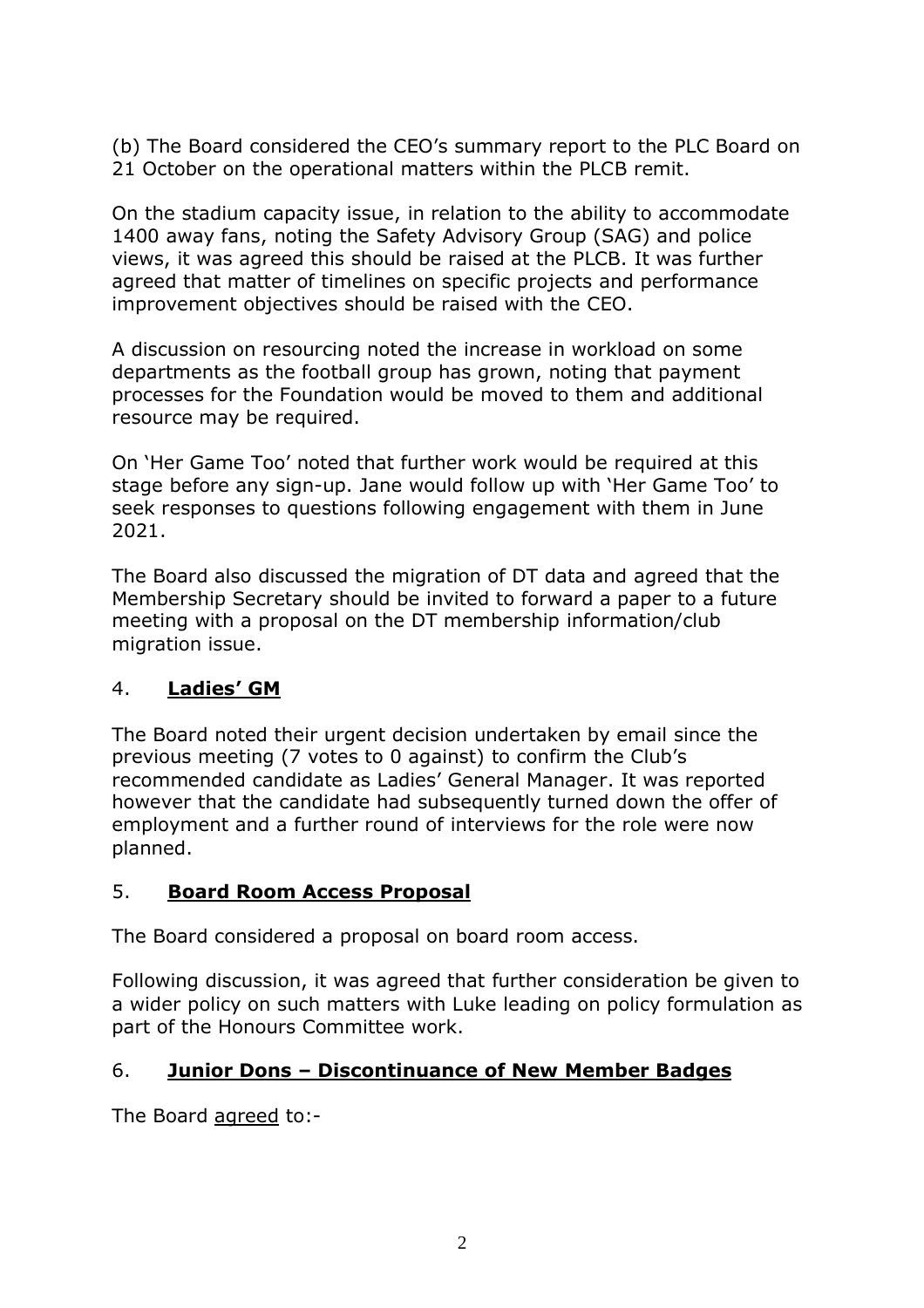(b) The Board considered the CEO's summary report to the PLC Board on 21 October on the operational matters within the PLCB remit.

On the stadium capacity issue, in relation to the ability to accommodate 1400 away fans, noting the Safety Advisory Group (SAG) and police views, it was agreed this should be raised at the PLCB. It was further agreed that matter of timelines on specific projects and performance improvement objectives should be raised with the CEO.

A discussion on resourcing noted the increase in workload on some departments as the football group has grown, noting that payment processes for the Foundation would be moved to them and additional resource may be required.

On 'Her Game Too' noted that further work would be required at this stage before any sign-up. Jane would follow up with 'Her Game Too' to seek responses to questions following engagement with them in June 2021.

The Board also discussed the migration of DT data and agreed that the Membership Secretary should be invited to forward a paper to a future meeting with a proposal on the DT membership information/club migration issue.

## 4. **Ladies' GM**

The Board noted their urgent decision undertaken by email since the previous meeting (7 votes to 0 against) to confirm the Club's recommended candidate as Ladies' General Manager. It was reported however that the candidate had subsequently turned down the offer of employment and a further round of interviews for the role were now planned.

## 5. **Board Room Access Proposal**

The Board considered a proposal on board room access.

Following discussion, it was agreed that further consideration be given to a wider policy on such matters with Luke leading on policy formulation as part of the Honours Committee work.

## 6. **Junior Dons – Discontinuance of New Member Badges**

The Board agreed to:-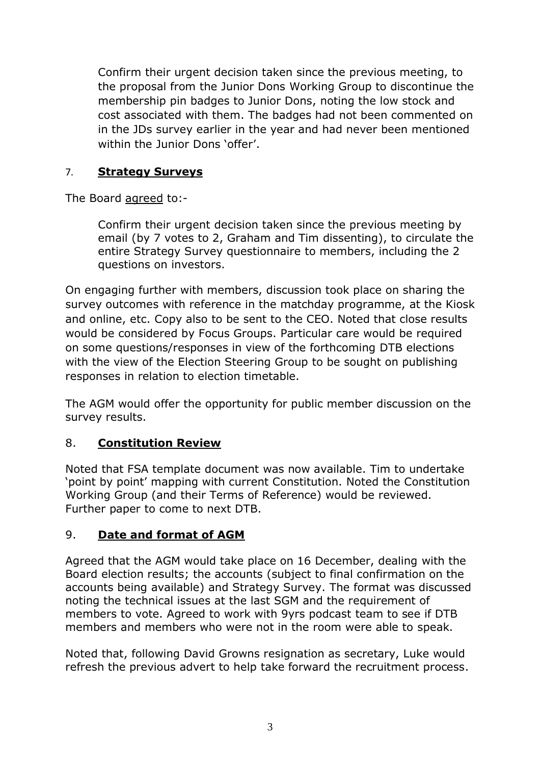Confirm their urgent decision taken since the previous meeting, to the proposal from the Junior Dons Working Group to discontinue the membership pin badges to Junior Dons, noting the low stock and cost associated with them. The badges had not been commented on in the JDs survey earlier in the year and had never been mentioned within the Junior Dons 'offer'.

## 7. **Strategy Surveys**

The Board agreed to:-

Confirm their urgent decision taken since the previous meeting by email (by 7 votes to 2, Graham and Tim dissenting), to circulate the entire Strategy Survey questionnaire to members, including the 2 questions on investors.

On engaging further with members, discussion took place on sharing the survey outcomes with reference in the matchday programme, at the Kiosk and online, etc. Copy also to be sent to the CEO. Noted that close results would be considered by Focus Groups. Particular care would be required on some questions/responses in view of the forthcoming DTB elections with the view of the Election Steering Group to be sought on publishing responses in relation to election timetable.

The AGM would offer the opportunity for public member discussion on the survey results.

## 8. **Constitution Review**

Noted that FSA template document was now available. Tim to undertake 'point by point' mapping with current Constitution. Noted the Constitution Working Group (and their Terms of Reference) would be reviewed. Further paper to come to next DTB.

## 9. **Date and format of AGM**

Agreed that the AGM would take place on 16 December, dealing with the Board election results; the accounts (subject to final confirmation on the accounts being available) and Strategy Survey. The format was discussed noting the technical issues at the last SGM and the requirement of members to vote. Agreed to work with 9yrs podcast team to see if DTB members and members who were not in the room were able to speak.

Noted that, following David Growns resignation as secretary, Luke would refresh the previous advert to help take forward the recruitment process.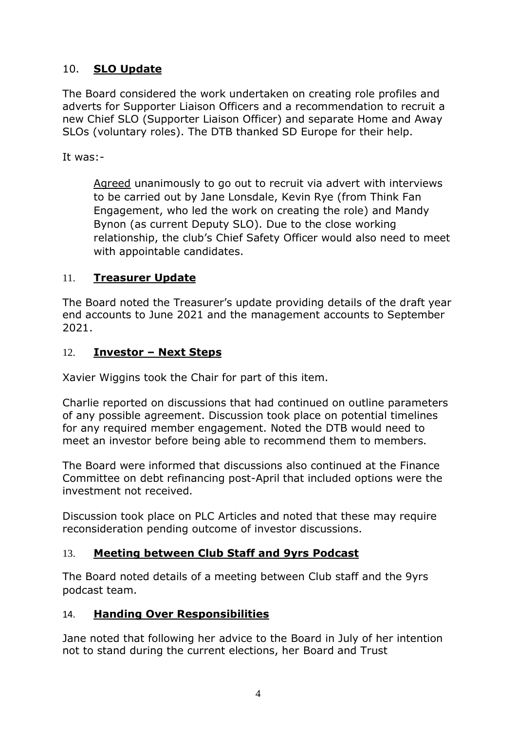## 10. **SLO Update**

The Board considered the work undertaken on creating role profiles and adverts for Supporter Liaison Officers and a recommendation to recruit a new Chief SLO (Supporter Liaison Officer) and separate Home and Away SLOs (voluntary roles). The DTB thanked SD Europe for their help.

It was:-

> Agreed unanimously to go out to recruit via advert with interviews to be carried out by Jane Lonsdale, Kevin Rye (from Think Fan Engagement, who led the work on creating the role) and Mandy Bynon (as current Deputy SLO). Due to the close working relationship, the club's Chief Safety Officer would also need to meet with appointable candidates.

## 11. **Treasurer Update**

The Board noted the Treasurer's update providing details of the draft year end accounts to June 2021 and the management accounts to September 2021.

## 12. **Investor – Next Steps**

Xavier Wiggins took the Chair for part of this item.

Charlie reported on discussions that had continued on outline parameters of any possible agreement. Discussion took place on potential timelines for any required member engagement. Noted the DTB would need to meet an investor before being able to recommend them to members.

The Board were informed that discussions also continued at the Finance Committee on debt refinancing post-April that included options were the investment not received.

Discussion took place on PLC Articles and noted that these may require reconsideration pending outcome of investor discussions.

## 13. **Meeting between Club Staff and 9yrs Podcast**

The Board noted details of a meeting between Club staff and the 9yrs podcast team.

## 14. **Handing Over Responsibilities**

Jane noted that following her advice to the Board in July of her intention not to stand during the current elections, her Board and Trust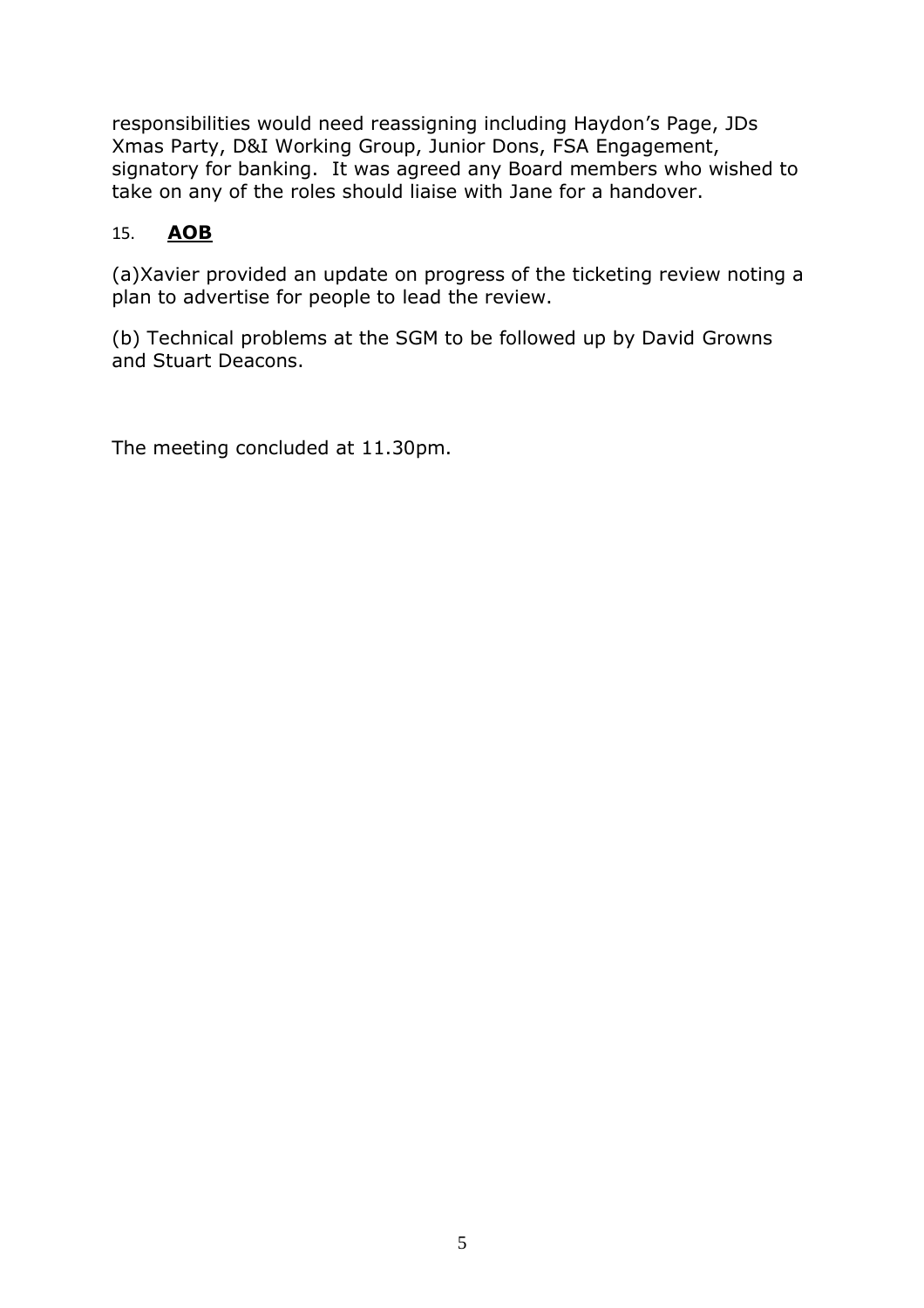responsibilities would need reassigning including Haydon's Page, JDs Xmas Party, D&I Working Group, Junior Dons, FSA Engagement, signatory for banking. It was agreed any Board members who wished to take on any of the roles should liaise with Jane for a handover.

## 15. **AOB**

(a)Xavier provided an update on progress of the ticketing review noting a plan to advertise for people to lead the review.

(b) Technical problems at the SGM to be followed up by David Growns and Stuart Deacons.

The meeting concluded at 11.30pm.